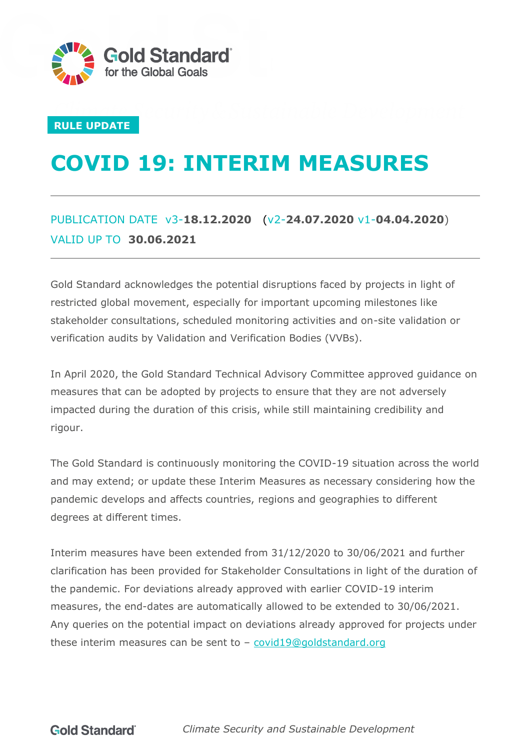Gold Standard for the Global Goals

RULE UPDATE

# COVID 19: INTERIM MEASURES

PUBLICATION DATE v3-**18.12.2020** (v2-**24.07.2020** v1-**04.04.2020**)
VALID UP TO **30.06.2021**

Gold Standard acknowledges the potential disruptions faced by projects in light of restricted global movement, especially for important upcoming milestones like stakeholder consultations, scheduled monitoring activities and on-site validation or verification audits by Validation and Verification Bodies (VVBs).

In April 2020, the Gold Standard Technical Advisory Committee approved guidance on measures that can be adopted by projects to ensure that they are not adversely impacted during the duration of this crisis, while still maintaining credibility and rigour.

The Gold Standard is continuously monitoring the COVID-19 situation across the world and may extend; or update these Interim Measures as necessary considering how the pandemic develops and affects countries, regions and geographies to different degrees at different times.

Interim measures have been extended from 31/12/2020 to 30/06/2021 and further clarification has been provided for Stakeholder Consultations in light of the duration of the pandemic. For deviations already approved with earlier COVID-19 interim measures, the end-dates are automatically allowed to be extended to 30/06/2021. Any queries on the potential impact on deviations already approved for projects under these interim measures can be sent to – covid19@goldstandard.org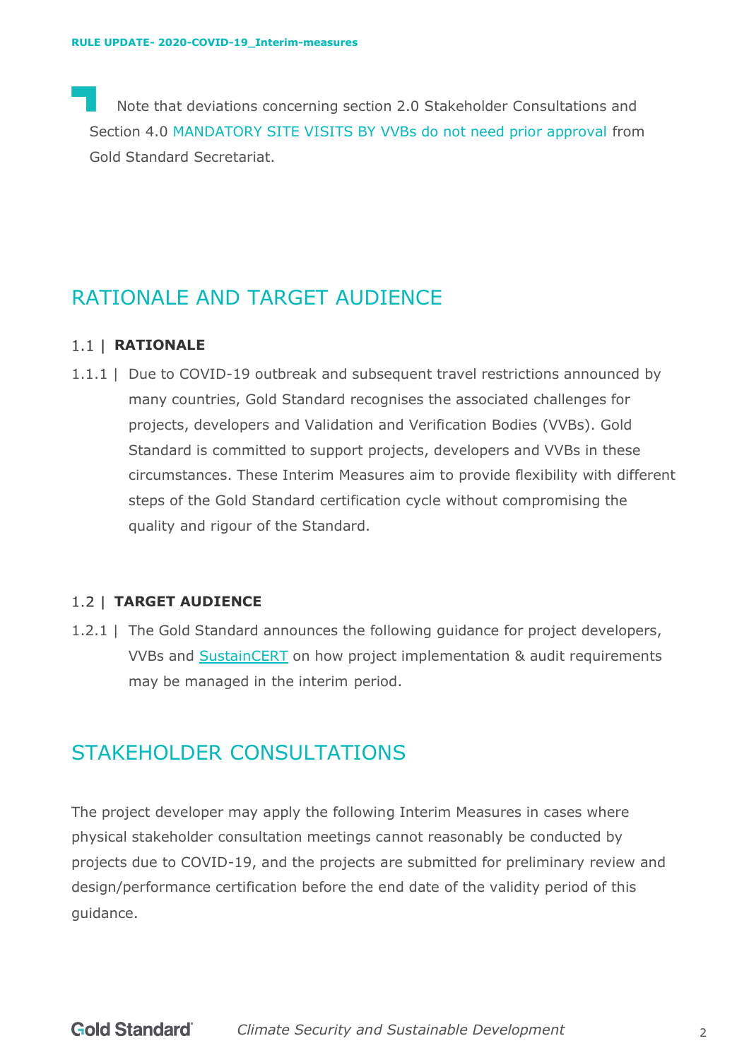Note that deviations concerning section 2.0 Stakeholder Consultations and Section 4.0 MANDATORY SITE VISITS BY VVBs do not need prior approval from Gold Standard Secretariat.

# RATIONALE AND TARGET AUDIENCE

## 1.1 | RATIONALE

1.1.1 | Due to COVID-19 outbreak and subsequent travel restrictions announced by many countries, Gold Standard recognises the associated challenges for projects, developers and Validation and Verification Bodies (VVBs). Gold Standard is committed to support projects, developers and VVBs in these circumstances. These Interim Measures aim to provide flexibility with different steps of the Gold Standard certification cycle without compromising the quality and rigour of the Standard.

## 1.2 | TARGET AUDIENCE

1.2.1 | The Gold Standard announces the following guidance for project developers, VVBs and SustainCERT on how project implementation & audit requirements may be managed in the interim period.

# STAKEHOLDER CONSULTATIONS

The project developer may apply the following Interim Measures in cases where physical stakeholder consultation meetings cannot reasonably be conducted by projects due to COVID-19, and the projects are submitted for preliminary review and design/performance certification before the end date of the validity period of this guidance.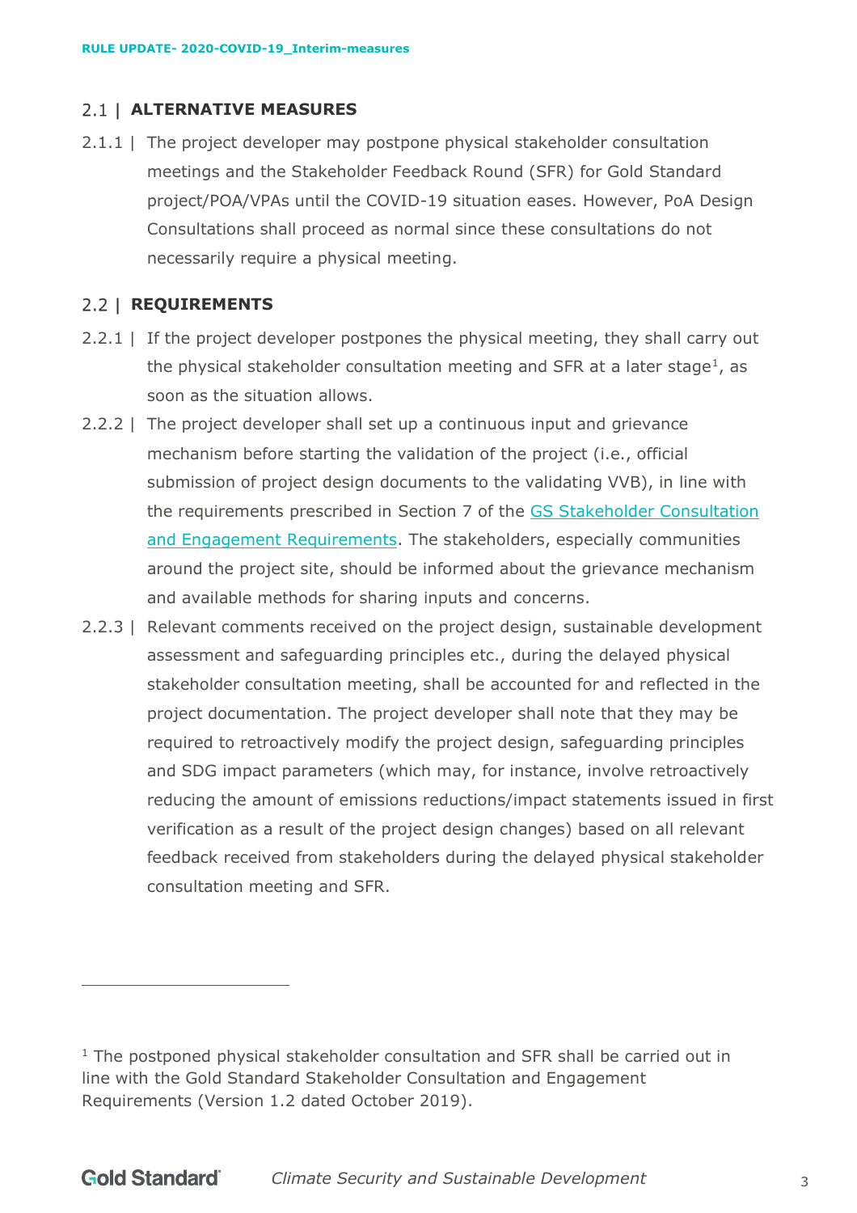## 2.1 | ALTERNATIVE MEASURES

2.1.1 | The project developer may postpone physical stakeholder consultation meetings and the Stakeholder Feedback Round (SFR) for Gold Standard project/POA/VPAs until the COVID-19 situation eases. However, PoA Design Consultations shall proceed as normal since these consultations do not necessarily require a physical meeting.

## 2.2 | REQUIREMENTS

2.2.1 | If the project developer postpones the physical meeting, they shall carry out the physical stakeholder consultation meeting and SFR at a later stage[1], as soon as the situation allows.

2.2.2 | The project developer shall set up a continuous input and grievance mechanism before starting the validation of the project (i.e., official submission of project design documents to the validating VVB), in line with the requirements prescribed in Section 7 of the GS Stakeholder Consultation and Engagement Requirements. The stakeholders, especially communities around the project site, should be informed about the grievance mechanism and available methods for sharing inputs and concerns.

2.2.3 | Relevant comments received on the project design, sustainable development assessment and safeguarding principles etc., during the delayed physical stakeholder consultation meeting, shall be accounted for and reflected in the project documentation. The project developer shall note that they may be required to retroactively modify the project design, safeguarding principles and SDG impact parameters (which may, for instance, involve retroactively reducing the amount of emissions reductions/impact statements issued in first verification as a result of the project design changes) based on all relevant feedback received from stakeholders during the delayed physical stakeholder consultation meeting and SFR.

---

[1] The postponed physical stakeholder consultation and SFR shall be carried out in line with the Gold Standard Stakeholder Consultation and Engagement Requirements (Version 1.2 dated October 2019).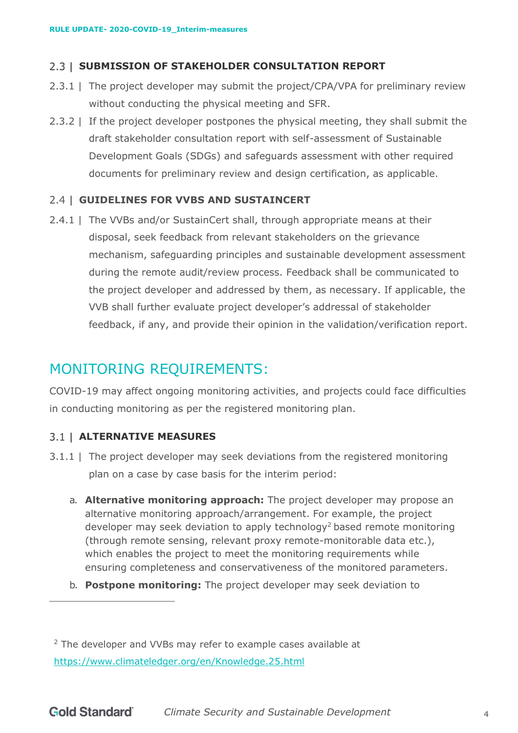### 2.3 | SUBMISSION OF STAKEHOLDER CONSULTATION REPORT

2.3.1 | The project developer may submit the project/CPA/VPA for preliminary review without conducting the physical meeting and SFR.

2.3.2 | If the project developer postpones the physical meeting, they shall submit the draft stakeholder consultation report with self-assessment of Sustainable Development Goals (SDGs) and safeguards assessment with other required documents for preliminary review and design certification, as applicable.

### 2.4 | GUIDELINES FOR VVBS AND SUSTAINCERT

2.4.1 | The VVBs and/or SustainCert shall, through appropriate means at their disposal, seek feedback from relevant stakeholders on the grievance mechanism, safeguarding principles and sustainable development assessment during the remote audit/review process. Feedback shall be communicated to the project developer and addressed by them, as necessary. If applicable, the VVB shall further evaluate project developer's addressal of stakeholder feedback, if any, and provide their opinion in the validation/verification report.

## MONITORING REQUIREMENTS:

COVID-19 may affect ongoing monitoring activities, and projects could face difficulties in conducting monitoring as per the registered monitoring plan.

### 3.1 | ALTERNATIVE MEASURES

3.1.1 | The project developer may seek deviations from the registered monitoring plan on a case by case basis for the interim period:

a. **Alternative monitoring approach:** The project developer may propose an alternative monitoring approach/arrangement. For example, the project developer may seek deviation to apply technology[2] based remote monitoring (through remote sensing, relevant proxy remote-monitorable data etc.), which enables the project to meet the monitoring requirements while ensuring completeness and conservativeness of the monitored parameters.

b. **Postpone monitoring:** The project developer may seek deviation to

---

[2] The developer and VVBs may refer to example cases available at https://www.climateledger.org/en/Knowledge.25.html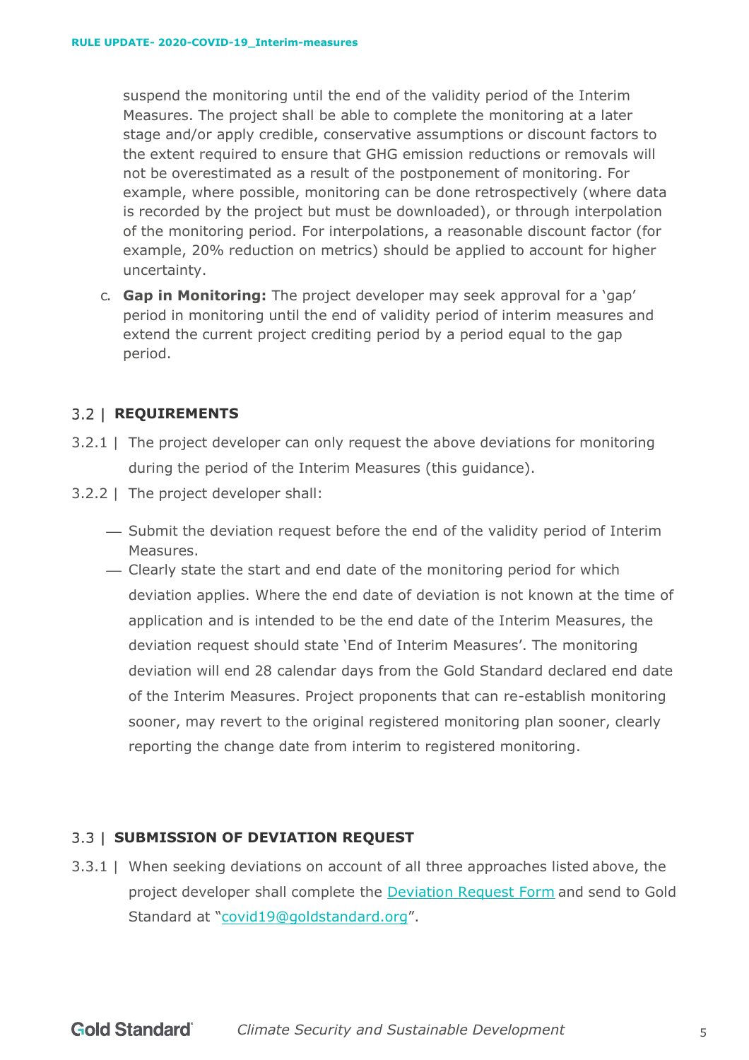suspend the monitoring until the end of the validity period of the Interim Measures. The project shall be able to complete the monitoring at a later stage and/or apply credible, conservative assumptions or discount factors to the extent required to ensure that GHG emission reductions or removals will not be overestimated as a result of the postponement of monitoring. For example, where possible, monitoring can be done retrospectively (where data is recorded by the project but must be downloaded), or through interpolation of the monitoring period. For interpolations, a reasonable discount factor (for example, 20% reduction on metrics) should be applied to account for higher uncertainty.

c. **Gap in Monitoring:** The project developer may seek approval for a 'gap' period in monitoring until the end of validity period of interim measures and extend the current project crediting period by a period equal to the gap period.

## 3.2 | REQUIREMENTS

3.2.1 | The project developer can only request the above deviations for monitoring during the period of the Interim Measures (this guidance).

3.2.2 | The project developer shall:

- Submit the deviation request before the end of the validity period of Interim Measures.
- Clearly state the start and end date of the monitoring period for which deviation applies. Where the end date of deviation is not known at the time of application and is intended to be the end date of the Interim Measures, the deviation request should state 'End of Interim Measures'. The monitoring deviation will end 28 calendar days from the Gold Standard declared end date of the Interim Measures. Project proponents that can re-establish monitoring sooner, may revert to the original registered monitoring plan sooner, clearly reporting the change date from interim to registered monitoring.

## 3.3 | SUBMISSION OF DEVIATION REQUEST

3.3.1 | When seeking deviations on account of all three approaches listed above, the project developer shall complete the Deviation Request Form and send to Gold Standard at "covid19@goldstandard.org".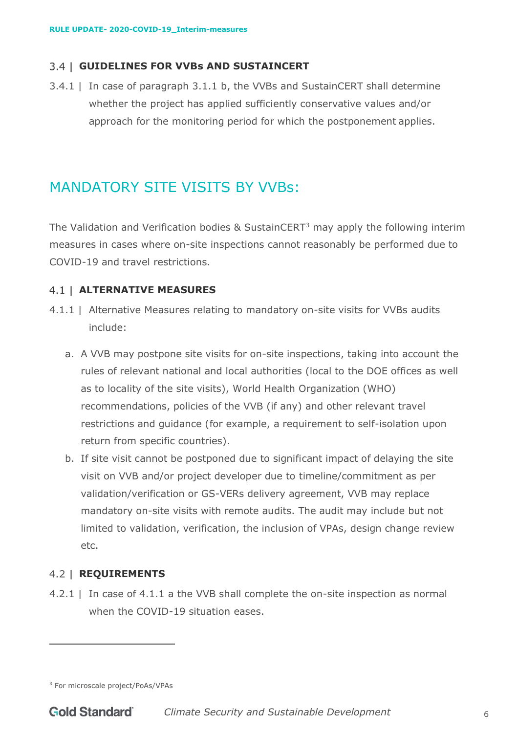### 3.4 | GUIDELINES FOR VVBs AND SUSTAINCERT

3.4.1 | In case of paragraph 3.1.1 b, the VVBs and SustainCERT shall determine whether the project has applied sufficiently conservative values and/or approach for the monitoring period for which the postponement applies.

## MANDATORY SITE VISITS BY VVBs:

The Validation and Verification bodies & SustainCERT[3] may apply the following interim measures in cases where on-site inspections cannot reasonably be performed due to COVID-19 and travel restrictions.

### 4.1 | ALTERNATIVE MEASURES

4.1.1 | Alternative Measures relating to mandatory on-site visits for VVBs audits include:

a. A VVB may postpone site visits for on-site inspections, taking into account the rules of relevant national and local authorities (local to the DOE offices as well as to locality of the site visits), World Health Organization (WHO) recommendations, policies of the VVB (if any) and other relevant travel restrictions and guidance (for example, a requirement to self-isolation upon return from specific countries).

b. If site visit cannot be postponed due to significant impact of delaying the site visit on VVB and/or project developer due to timeline/commitment as per validation/verification or GS-VERs delivery agreement, VVB may replace mandatory on-site visits with remote audits. The audit may include but not limited to validation, verification, the inclusion of VPAs, design change review etc.

### 4.2 | REQUIREMENTS

4.2.1 | In case of 4.1.1 a the VVB shall complete the on-site inspection as normal when the COVID-19 situation eases.

[3] For microscale project/PoAs/VPAs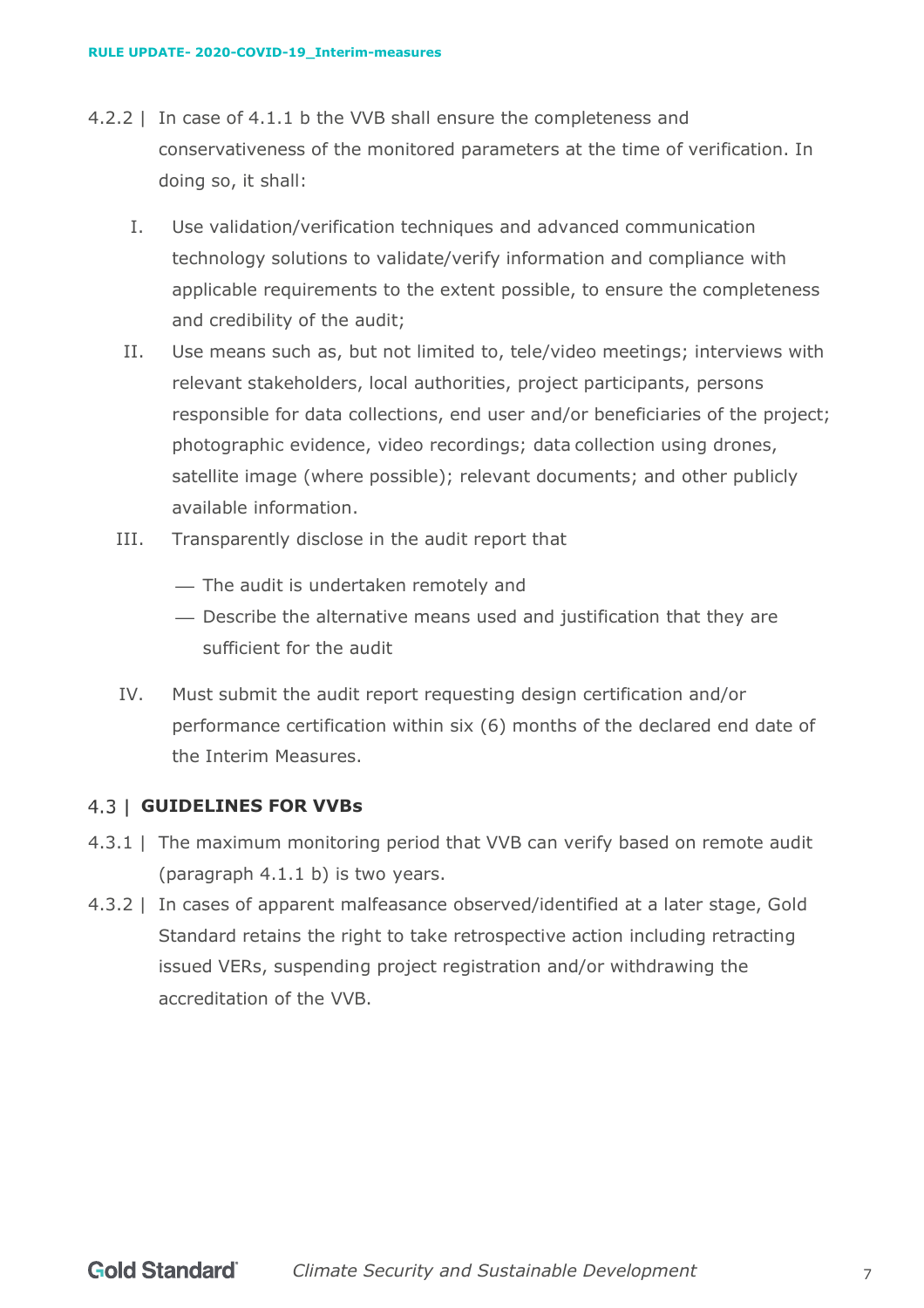4.2.2 | In case of 4.1.1 b the VVB shall ensure the completeness and conservativeness of the monitored parameters at the time of verification. In doing so, it shall:

I. Use validation/verification techniques and advanced communication technology solutions to validate/verify information and compliance with applicable requirements to the extent possible, to ensure the completeness and credibility of the audit;

II. Use means such as, but not limited to, tele/video meetings; interviews with relevant stakeholders, local authorities, project participants, persons responsible for data collections, end user and/or beneficiaries of the project; photographic evidence, video recordings; data collection using drones, satellite image (where possible); relevant documents; and other publicly available information.

III. Transparently disclose in the audit report that

- The audit is undertaken remotely and
- Describe the alternative means used and justification that they are sufficient for the audit

IV. Must submit the audit report requesting design certification and/or performance certification within six (6) months of the declared end date of the Interim Measures.

## 4.3 | GUIDELINES FOR VVBs

4.3.1 | The maximum monitoring period that VVB can verify based on remote audit (paragraph 4.1.1 b) is two years.

4.3.2 | In cases of apparent malfeasance observed/identified at a later stage, Gold Standard retains the right to take retrospective action including retracting issued VERs, suspending project registration and/or withdrawing the accreditation of the VVB.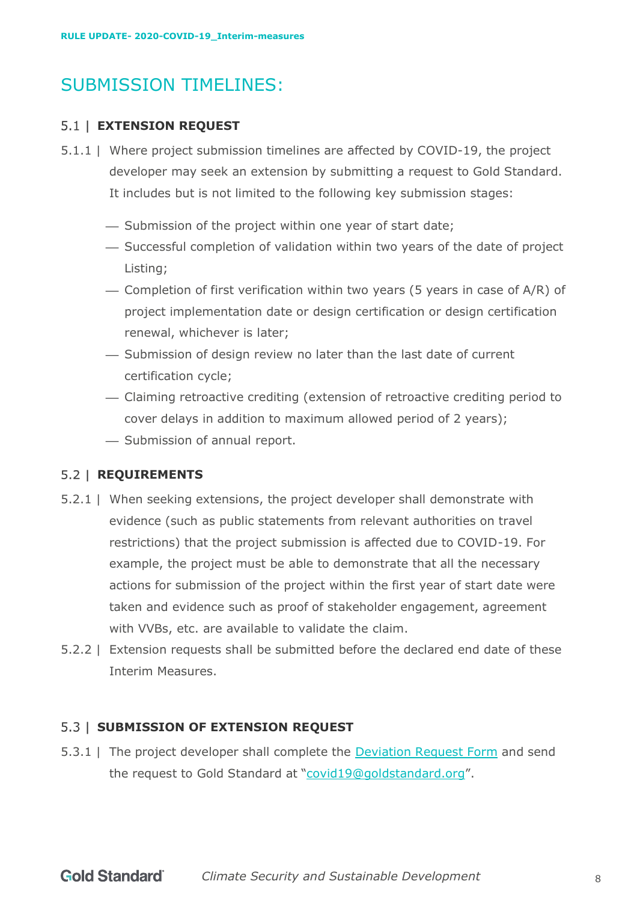# SUBMISSION TIMELINES:

## 5.1 | EXTENSION REQUEST

5.1.1 | Where project submission timelines are affected by COVID-19, the project developer may seek an extension by submitting a request to Gold Standard. It includes but is not limited to the following key submission stages:

- Submission of the project within one year of start date;
- Successful completion of validation within two years of the date of project Listing;
- Completion of first verification within two years (5 years in case of A/R) of project implementation date or design certification or design certification renewal, whichever is later;
- Submission of design review no later than the last date of current certification cycle;
- Claiming retroactive crediting (extension of retroactive crediting period to cover delays in addition to maximum allowed period of 2 years);
- Submission of annual report.

## 5.2 | REQUIREMENTS

5.2.1 | When seeking extensions, the project developer shall demonstrate with evidence (such as public statements from relevant authorities on travel restrictions) that the project submission is affected due to COVID-19. For example, the project must be able to demonstrate that all the necessary actions for submission of the project within the first year of start date were taken and evidence such as proof of stakeholder engagement, agreement with VVBs, etc. are available to validate the claim.

5.2.2 | Extension requests shall be submitted before the declared end date of these Interim Measures.

## 5.3 | SUBMISSION OF EXTENSION REQUEST

5.3.1 | The project developer shall complete the Deviation Request Form and send the request to Gold Standard at "covid19@goldstandard.org".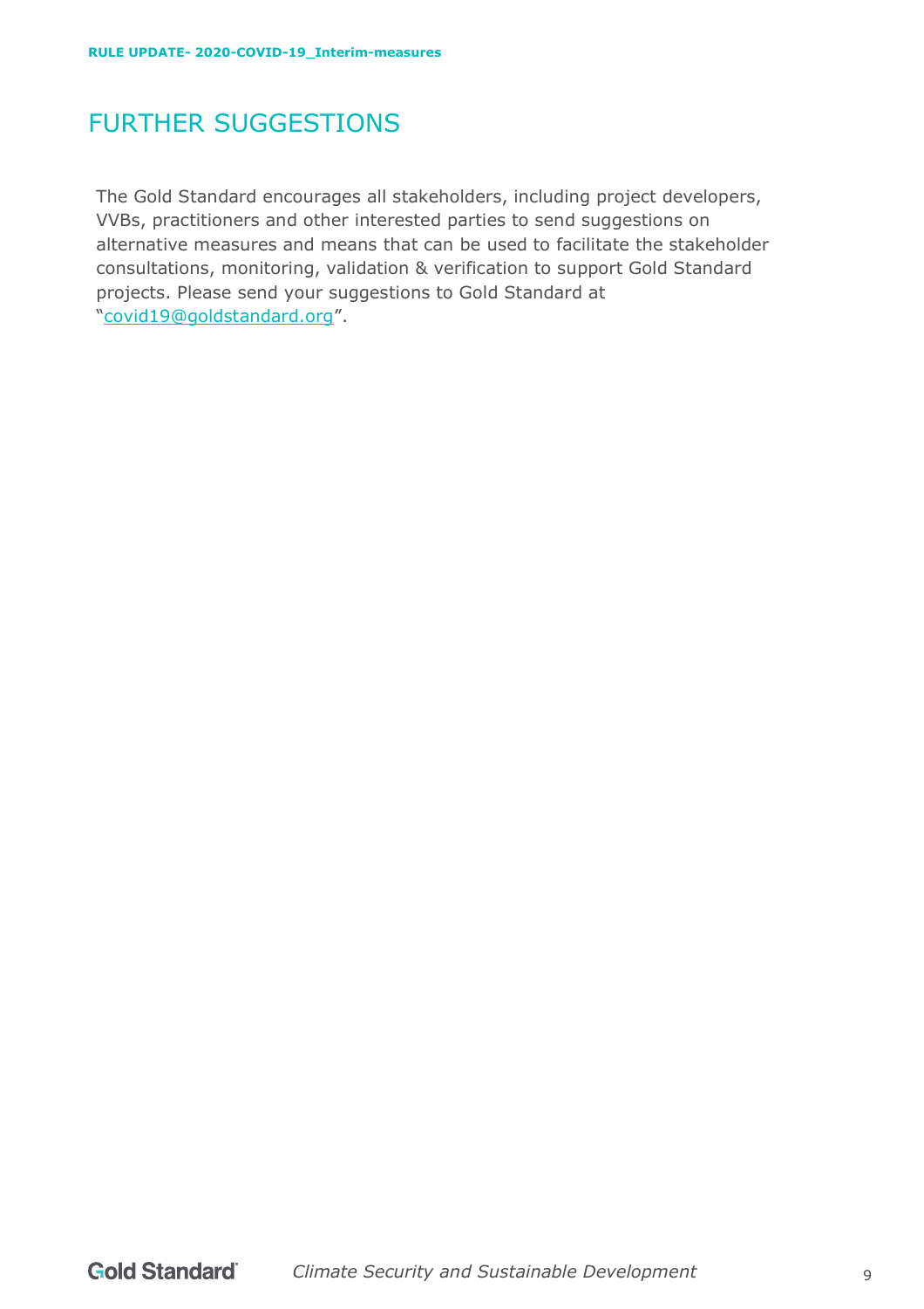# FURTHER SUGGESTIONS

The Gold Standard encourages all stakeholders, including project developers, VVBs, practitioners and other interested parties to send suggestions on alternative measures and means that can be used to facilitate the stakeholder consultations, monitoring, validation & verification to support Gold Standard projects. Please send your suggestions to Gold Standard at "covid19@goldstandard.org".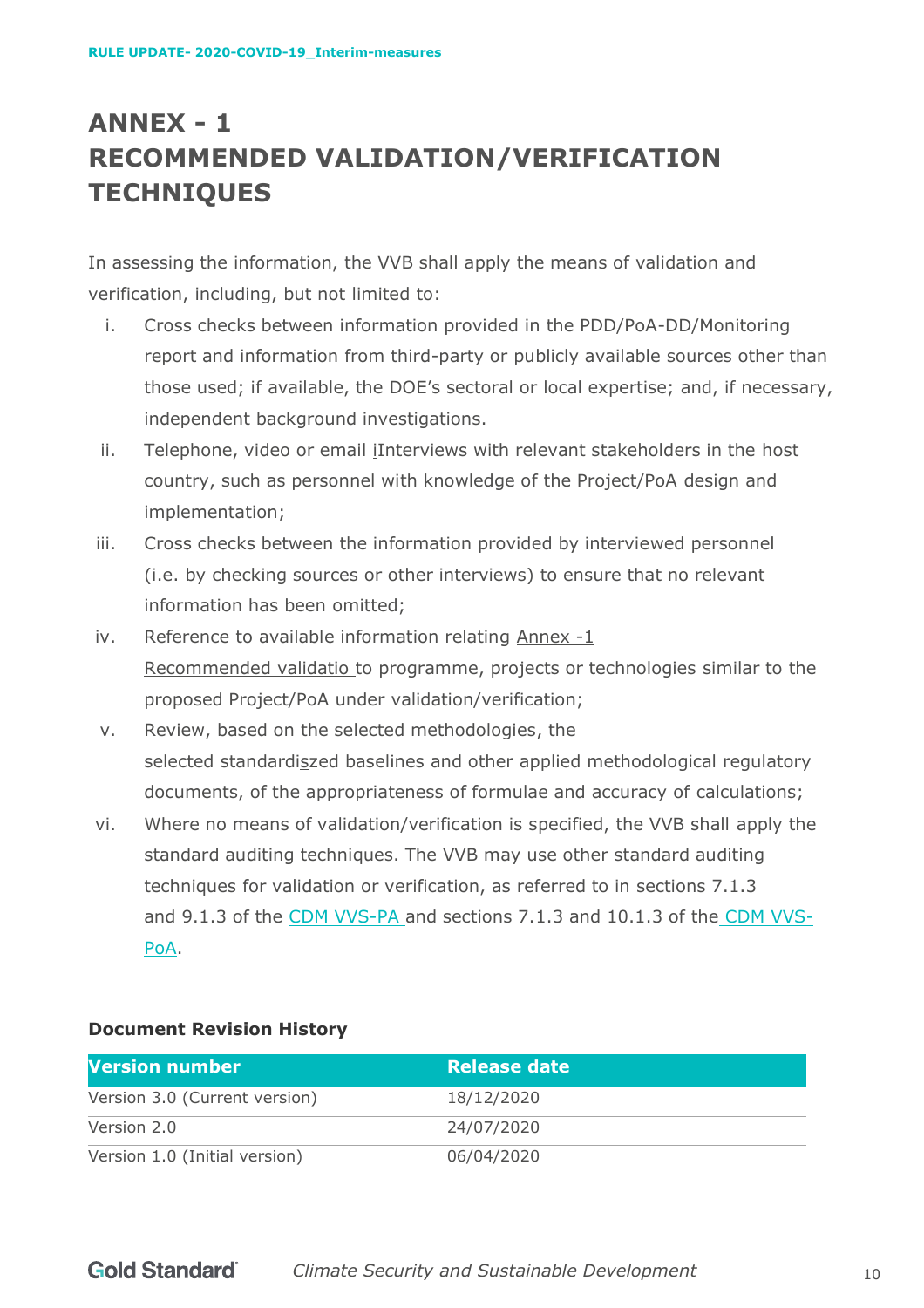# ANNEX - 1
# RECOMMENDED VALIDATION/VERIFICATION TECHNIQUES

In assessing the information, the VVB shall apply the means of validation and verification, including, but not limited to:

i. Cross checks between information provided in the PDD/PoA-DD/Monitoring report and information from third-party or publicly available sources other than those used; if available, the DOE's sectoral or local expertise; and, if necessary, independent background investigations.

ii. Telephone, video or email iInterviews with relevant stakeholders in the host country, such as personnel with knowledge of the Project/PoA design and implementation;

iii. Cross checks between the information provided by interviewed personnel (i.e. by checking sources or other interviews) to ensure that no relevant information has been omitted;

iv. Reference to available information relating Annex -1 Recommended validatio to programme, projects or technologies similar to the proposed Project/PoA under validation/verification;

v. Review, based on the selected methodologies, the selected standardiszed baselines and other applied methodological regulatory documents, of the appropriateness of formulae and accuracy of calculations;

vi. Where no means of validation/verification is specified, the VVB shall apply the standard auditing techniques. The VVB may use other standard auditing techniques for validation or verification, as referred to in sections 7.1.3 and 9.1.3 of the CDM VVS-PA and sections 7.1.3 and 10.1.3 of the CDM VVS-PoA.

**Document Revision History**

| Version number | Release date |
|---|---|
| Version 3.0 (Current version) | 18/12/2020 |
| Version 2.0 | 24/07/2020 |
| Version 1.0 (Initial version) | 06/04/2020 |